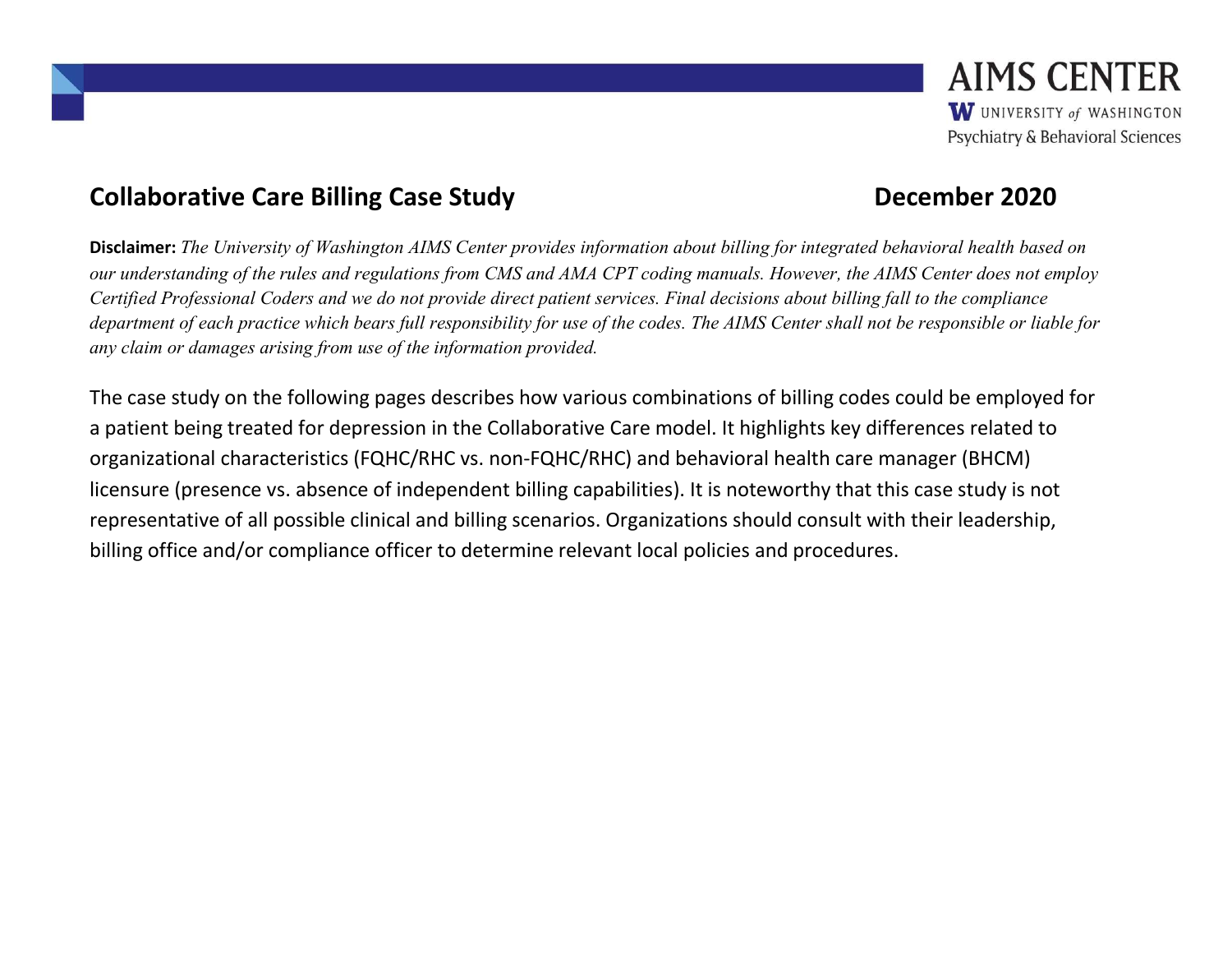AIMS CENTER

UNIVERSITY of WASHINGTON

Psychiatry & Behavioral Sciences

## Collaborative Care Billing Case Study

**December 2020**

**Disclaimer:** *The University of Washington AIMS Center provides information about billing for integrated behavioral health based on our understanding of the rules and regulations from CMS and AMA CPT coding manuals. However, the AIMS Center does not employ Certified Professional Coders and we do not provide direct patient services. Final decisions about billing fall to the compliance department of each practice which bears full responsibility for use of the codes. The AIMS Center shall not be responsible or liable for any claim or damages arising from use of the information provided.*

The case study on the following pages describes how various combinations of billing codes could be employed for a patient being treated for depression in the Collaborative Care model. It highlights key differences related to organizational characteristics (FQHC/RHC vs. non-FQHC/RHC) and behavioral health care manager (BHCM) licensure (presence vs. absence of independent billing capabilities). It is noteworthy that this case study is not representative of all possible clinical and billing scenarios. Organizations should consult with their leadership, billing office and/or compliance officer to determine relevant local policies and procedures.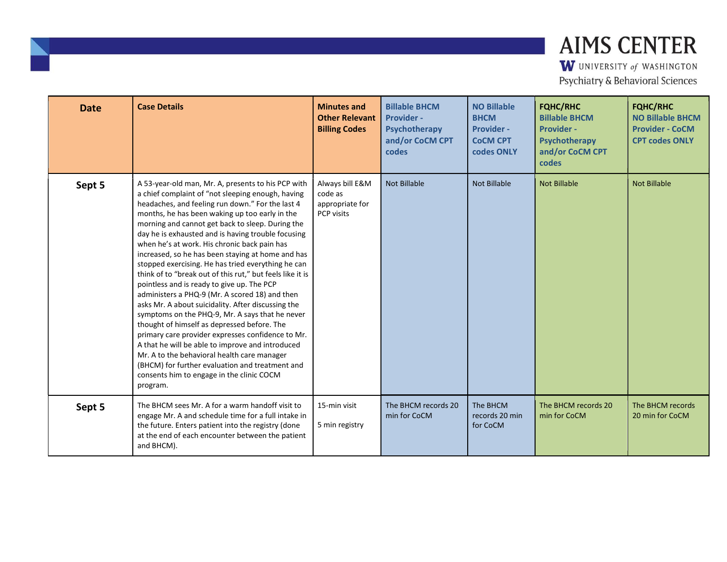| Date | Case Details | Minutes and Other Relevant Billing Codes | Billable BHCM Provider - Psychotherapy and/or CoCM CPT codes | NO Billable BHCM Provider - CoCM CPT codes ONLY | FQHC/RHC Billable BHCM Provider - Psychotherapy and/or CoCM CPT codes | FQHC/RHC NO Billable BHCM Provider - CoCM CPT codes ONLY |
|---|---|---|---|---|---|---|
| Sept 5 | A 53-year-old man, Mr. A, presents to his PCP with a chief complaint of "not sleeping enough, having headaches, and feeling run down." For the last 4 months, he has been waking up too early in the morning and cannot get back to sleep. During the day he is exhausted and is having trouble focusing when he's at work. His chronic back pain has increased, so he has been staying at home and has stopped exercising. He has tried everything he can think of to "break out of this rut," but feels like it is pointless and is ready to give up. The PCP administers a PHQ-9 (Mr. A scored 18) and then asks Mr. A about suicidality. After discussing the symptoms on the PHQ-9, Mr. A says that he never thought of himself as depressed before. The primary care provider expresses confidence to Mr. A that he will be able to improve and introduced Mr. A to the behavioral health care manager (BHCM) for further evaluation and treatment and consents him to engage in the clinic COCM program. | Always bill E&M code as appropriate for PCP visits | Not Billable | Not Billable | Not Billable | Not Billable |
| Sept 5 | The BHCM sees Mr. A for a warm handoff visit to engage Mr. A and schedule time for a full intake in the future. Enters patient into the registry (done at the end of each encounter between the patient and BHCM). | 15-min visit<br><br>5 min registry | The BHCM records 20 min for CoCM | The BHCM records 20 min for CoCM | The BHCM records 20 min for CoCM | The BHCM records 20 min for CoCM |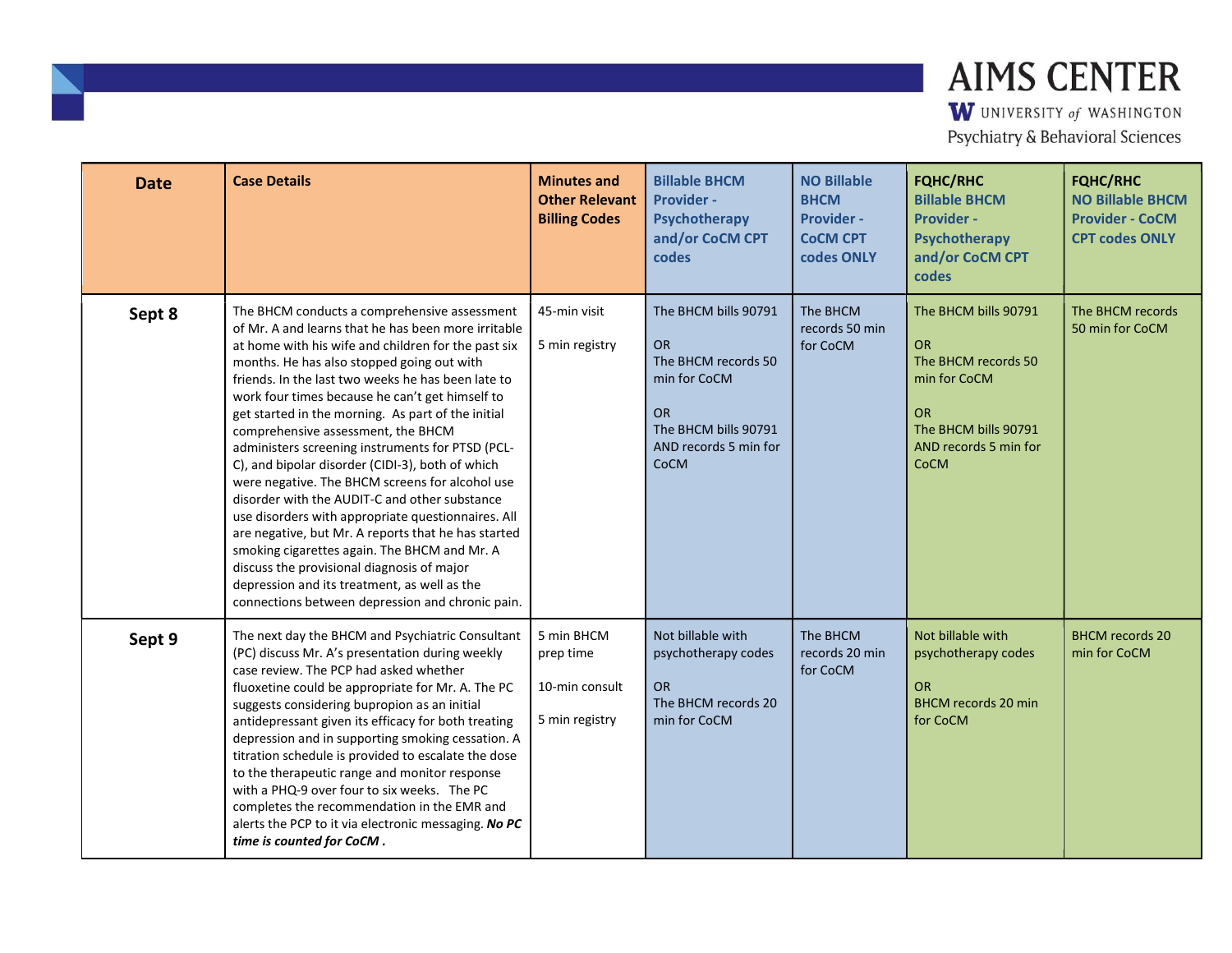| Date | Case Details | Minutes and Other Relevant Billing Codes | Billable BHCM Provider - Psychotherapy and/or CoCM CPT codes | NO Billable BHCM Provider - CoCM CPT codes ONLY | FQHC/RHC Billable BHCM Provider - Psychotherapy and/or CoCM CPT codes | FQHC/RHC NO Billable BHCM Provider - CoCM CPT codes ONLY |
|---|---|---|---|---|---|---|
| **Sept 8** | The BHCM conducts a comprehensive assessment of Mr. A and learns that he has been more irritable at home with his wife and children for the past six months. He has also stopped going out with friends. In the last two weeks he has been late to work four times because he can't get himself to get started in the morning. As part of the initial comprehensive assessment, the BHCM administers screening instruments for PTSD (PCL-C), and bipolar disorder (CIDI-3), both of which were negative. The BHCM screens for alcohol use disorder with the AUDIT-C and other substance use disorders with appropriate questionnaires. All are negative, but Mr. A reports that he has started smoking cigarettes again. The BHCM and Mr. A discuss the provisional diagnosis of major depression and its treatment, as well as the connections between depression and chronic pain. | 45-min visit<br><br>5 min registry | The BHCM bills 90791<br><br>OR<br>The BHCM records 50 min for CoCM<br><br>OR<br>The BHCM bills 90791 AND records 5 min for CoCM | The BHCM records 50 min for CoCM | The BHCM bills 90791<br><br>OR<br>The BHCM records 50 min for CoCM<br><br>OR<br>The BHCM bills 90791 AND records 5 min for CoCM | The BHCM records 50 min for CoCM |
| **Sept 9** | The next day the BHCM and Psychiatric Consultant (PC) discuss Mr. A's presentation during weekly case review. The PCP had asked whether fluoxetine could be appropriate for Mr. A. The PC suggests considering bupropion as an initial antidepressant given its efficacy for both treating depression and in supporting smoking cessation. A titration schedule is provided to escalate the dose to the therapeutic range and monitor response with a PHQ-9 over four to six weeks. The PC completes the recommendation in the EMR and alerts the PCP to it via electronic messaging. ***No PC time is counted for CoCM .*** | 5 min BHCM prep time<br><br>10-min consult<br><br>5 min registry | Not billable with psychotherapy codes<br><br>OR<br>The BHCM records 20 min for CoCM | The BHCM records 20 min for CoCM | Not billable with psychotherapy codes<br><br>OR<br>BHCM records 20 min for CoCM | BHCM records 20 min for CoCM |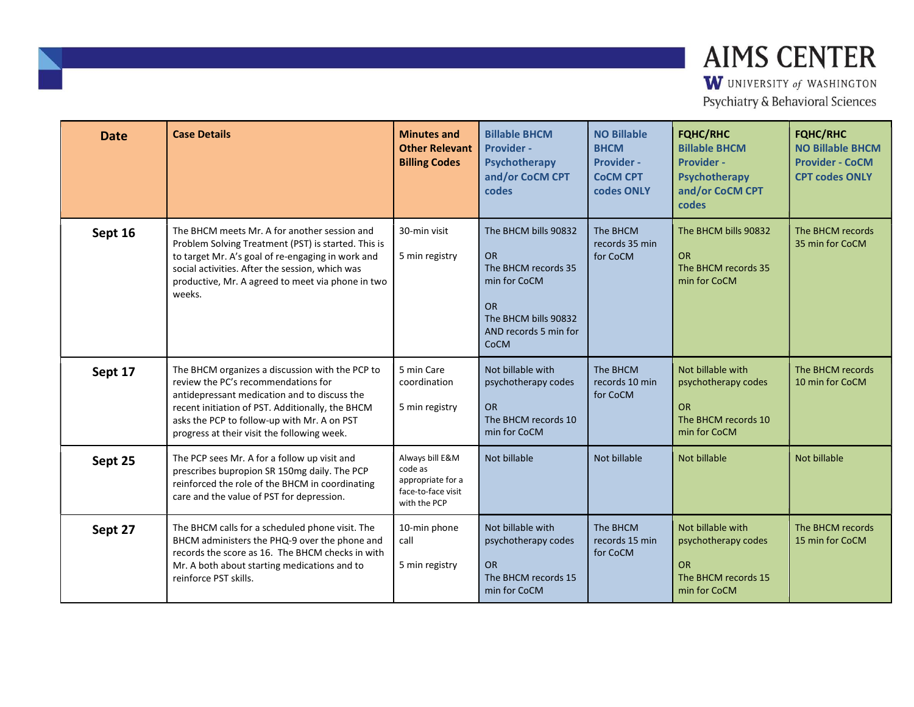| Date | Case Details | Minutes and Other Relevant Billing Codes | Billable BHCM Provider - Psychotherapy and/or CoCM CPT codes | NO Billable BHCM Provider - CoCM CPT codes ONLY | FQHC/RHC Billable BHCM Provider - Psychotherapy and/or CoCM CPT codes | FQHC/RHC NO Billable BHCM Provider - CoCM CPT codes ONLY |
|---|---|---|---|---|---|---|
| Sept 16 | The BHCM meets Mr. A for another session and Problem Solving Treatment (PST) is started. This is to target Mr. A's goal of re-engaging in work and social activities. After the session, which was productive, Mr. A agreed to meet via phone in two weeks. | 30-min visit<br><br>5 min registry | The BHCM bills 90832<br><br>OR<br>The BHCM records 35 min for CoCM<br><br>OR<br>The BHCM bills 90832 AND records 5 min for CoCM | The BHCM records 35 min for CoCM | The BHCM bills 90832<br><br>OR<br>The BHCM records 35 min for CoCM | The BHCM records 35 min for CoCM |
| Sept 17 | The BHCM organizes a discussion with the PCP to review the PC's recommendations for antidepressant medication and to discuss the recent initiation of PST. Additionally, the BHCM asks the PCP to follow-up with Mr. A on PST progress at their visit the following week. | 5 min Care coordination<br><br>5 min registry | Not billable with psychotherapy codes<br><br>OR<br>The BHCM records 10 min for CoCM | The BHCM records 10 min for CoCM | Not billable with psychotherapy codes<br><br>OR<br>The BHCM records 10 min for CoCM | The BHCM records 10 min for CoCM |
| Sept 25 | The PCP sees Mr. A for a follow up visit and prescribes bupropion SR 150mg daily. The PCP reinforced the role of the BHCM in coordinating care and the value of PST for depression. | Always bill E&M code as appropriate for a face-to-face visit with the PCP | Not billable | Not billable | Not billable | Not billable |
| Sept 27 | The BHCM calls for a scheduled phone visit. The BHCM administers the PHQ-9 over the phone and records the score as 16. The BHCM checks in with Mr. A both about starting medications and to reinforce PST skills. | 10-min phone call<br><br>5 min registry | Not billable with psychotherapy codes<br><br>OR<br>The BHCM records 15 min for CoCM | The BHCM records 15 min for CoCM | Not billable with psychotherapy codes<br><br>OR<br>The BHCM records 15 min for CoCM | The BHCM records 15 min for CoCM |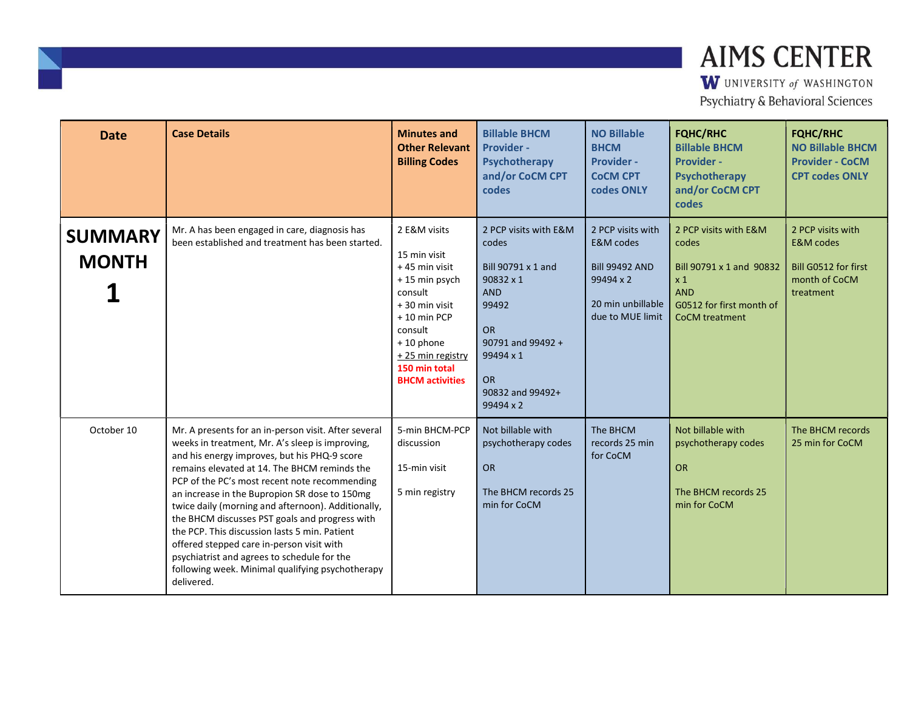| Date | Case Details | Minutes and Other Relevant Billing Codes | Billable BHCM Provider - Psychotherapy and/or CoCM CPT codes | NO Billable BHCM Provider - CoCM CPT codes ONLY | FQHC/RHC Billable BHCM Provider - Psychotherapy and/or CoCM CPT codes | FQHC/RHC NO Billable BHCM Provider - CoCM CPT codes ONLY |
|---|---|---|---|---|---|---|
| **SUMMARY MONTH 1** | Mr. A has been engaged in care, diagnosis has been established and treatment has been started. | 2 E&M visits<br><br>15 min visit<br>+ 45 min visit<br>+ 15 min psych consult<br>+ 30 min visit<br>+ 10 min PCP consult<br>+ 10 phone<br>+ 25 min registry<br>**150 min total BHCM activities** | 2 PCP visits with E&M codes<br><br>Bill 90791 x 1 and 90832 x 1<br>AND<br>99492<br><br>OR<br>90791 and 99492 + 99494 x 1<br><br>OR<br>90832 and 99492+ 99494 x 2 | 2 PCP visits with E&M codes<br><br>Bill 99492 AND 99494 x 2<br><br>20 min unbillable due to MUE limit | 2 PCP visits with E&M codes<br><br>Bill 90791 x 1 and 90832 x 1<br>AND<br>G0512 for first month of CoCM treatment | 2 PCP visits with E&M codes<br><br>Bill G0512 for first month of CoCM treatment |
| October 10 | Mr. A presents for an in-person visit. After several weeks in treatment, Mr. A's sleep is improving, and his energy improves, but his PHQ-9 score remains elevated at 14. The BHCM reminds the PCP of the PC's most recent note recommending an increase in the Bupropion SR dose to 150mg twice daily (morning and afternoon). Additionally, the BHCM discusses PST goals and progress with the PCP. This discussion lasts 5 min. Patient offered stepped care in-person visit with psychiatrist and agrees to schedule for the following week. Minimal qualifying psychotherapy delivered. | 5-min BHCM-PCP discussion<br><br>15-min visit<br><br>5 min registry | Not billable with psychotherapy codes<br><br>OR<br><br>The BHCM records 25 min for CoCM | The BHCM records 25 min for CoCM | Not billable with psychotherapy codes<br><br>OR<br><br>The BHCM records 25 min for CoCM | The BHCM records 25 min for CoCM |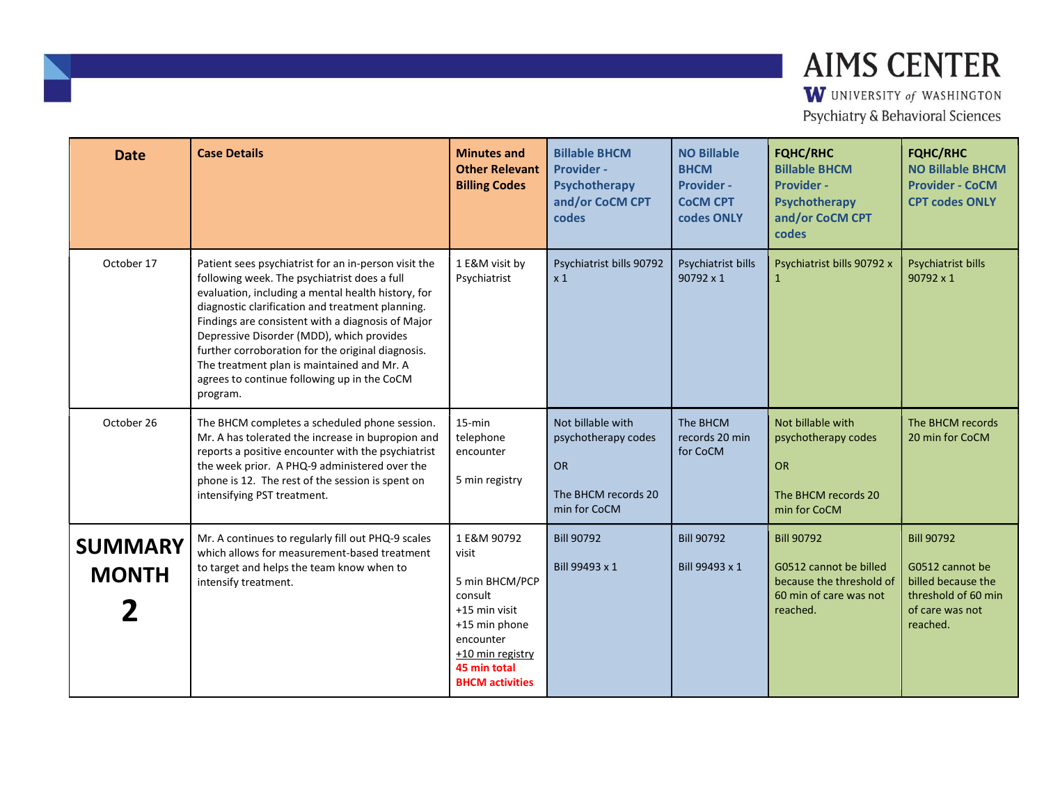| Date | Case Details | Minutes and Other Relevant Billing Codes | Billable BHCM Provider - Psychotherapy and/or CoCM CPT codes | NO Billable BHCM Provider - CoCM CPT codes ONLY | FQHC/RHC Billable BHCM Provider - Psychotherapy and/or CoCM CPT codes | FQHC/RHC NO Billable BHCM Provider - CoCM CPT codes ONLY |
|---|---|---|---|---|---|---|
| October 17 | Patient sees psychiatrist for an in-person visit the following week. The psychiatrist does a full evaluation, including a mental health history, for diagnostic clarification and treatment planning. Findings are consistent with a diagnosis of Major Depressive Disorder (MDD), which provides further corroboration for the original diagnosis. The treatment plan is maintained and Mr. A agrees to continue following up in the CoCM program. | 1 E&M visit by Psychiatrist | Psychiatrist bills 90792 x 1 | Psychiatrist bills 90792 x 1 | Psychiatrist bills 90792 x 1 | Psychiatrist bills 90792 x 1 |
| October 26 | The BHCM completes a scheduled phone session. Mr. A has tolerated the increase in bupropion and reports a positive encounter with the psychiatrist the week prior. A PHQ-9 administered over the phone is 12. The rest of the session is spent on intensifying PST treatment. | 15-min telephone encounter<br><br>5 min registry | Not billable with psychotherapy codes<br><br>OR<br><br>The BHCM records 20 min for CoCM | The BHCM records 20 min for CoCM | Not billable with psychotherapy codes<br><br>OR<br><br>The BHCM records 20 min for CoCM | The BHCM records 20 min for CoCM |
| **SUMMARY MONTH 2** | Mr. A continues to regularly fill out PHQ-9 scales which allows for measurement-based treatment to target and helps the team know when to intensify treatment. | 1 E&M 90792 visit<br><br>5 min BHCM/PCP consult<br>+15 min visit<br>+15 min phone encounter<br>+10 min registry<br>**45 min total BHCM activities** | Bill 90792<br><br>Bill 99493 x 1 | Bill 90792<br><br>Bill 99493 x 1 | Bill 90792<br><br>G0512 cannot be billed because the threshold of 60 min of care was not reached. | Bill 90792<br><br>G0512 cannot be billed because the threshold of 60 min of care was not reached. |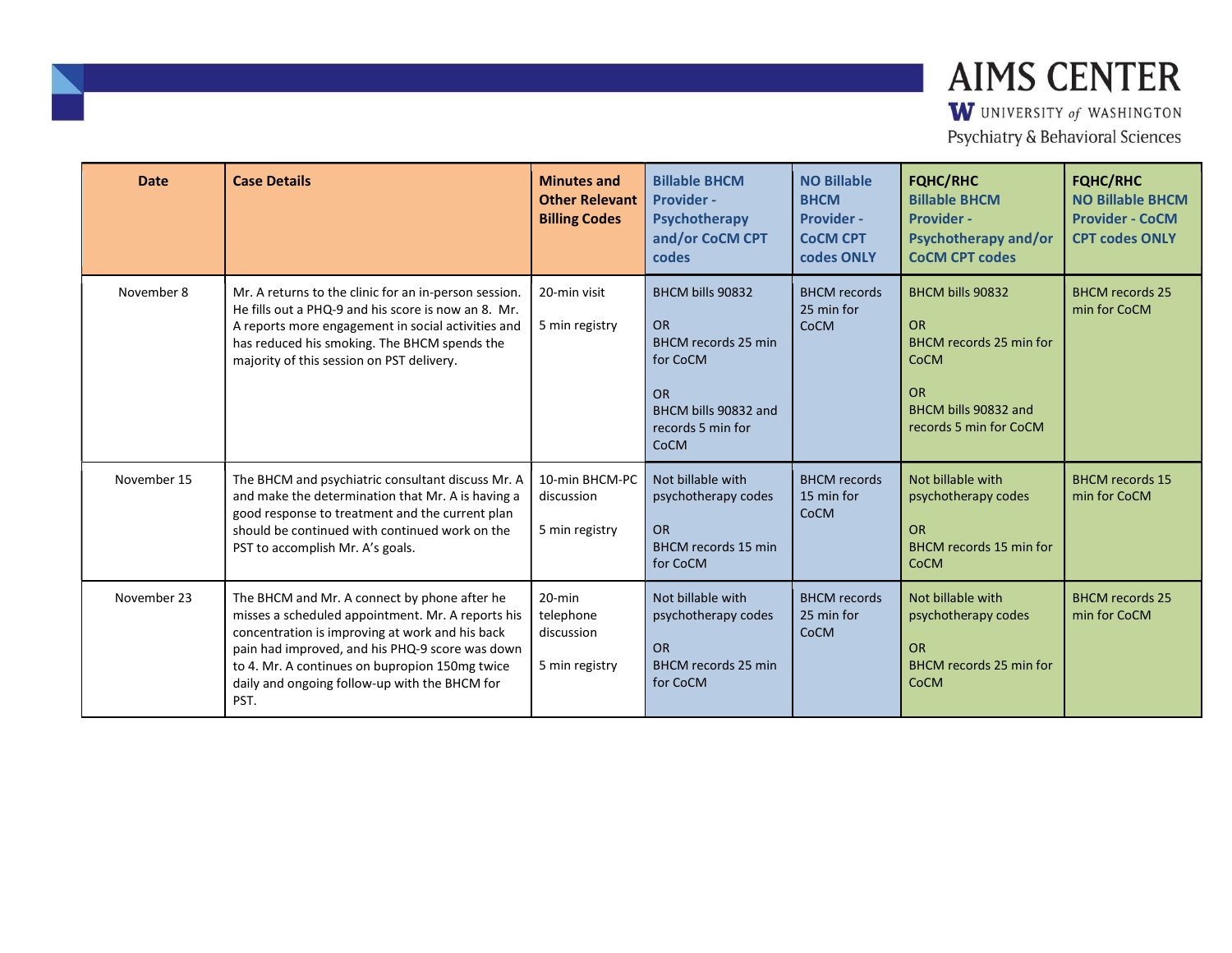| Date | Case Details | Minutes and Other Relevant Billing Codes | Billable BHCM Provider - Psychotherapy and/or CoCM CPT codes | NO Billable BHCM Provider - CoCM CPT codes ONLY | FQHC/RHC Billable BHCM Provider - Psychotherapy and/or CoCM CPT codes | FQHC/RHC NO Billable BHCM Provider - CoCM CPT codes ONLY |
|---|---|---|---|---|---|---|
| November 8 | Mr. A returns to the clinic for an in-person session. He fills out a PHQ-9 and his score is now an 8. Mr. A reports more engagement in social activities and has reduced his smoking. The BHCM spends the majority of this session on PST delivery. | 20-min visit<br><br>5 min registry | BHCM bills 90832<br><br>OR<br>BHCM records 25 min for CoCM<br><br>OR<br>BHCM bills 90832 and records 5 min for CoCM | BHCM records 25 min for CoCM | BHCM bills 90832<br><br>OR<br>BHCM records 25 min for CoCM<br><br>OR<br>BHCM bills 90832 and records 5 min for CoCM | BHCM records 25 min for CoCM |
| November 15 | The BHCM and psychiatric consultant discuss Mr. A and make the determination that Mr. A is having a good response to treatment and the current plan should be continued with continued work on the PST to accomplish Mr. A's goals. | 10-min BHCM-PC discussion<br><br>5 min registry | Not billable with psychotherapy codes<br><br>OR<br>BHCM records 15 min for CoCM | BHCM records 15 min for CoCM | Not billable with psychotherapy codes<br><br>OR<br>BHCM records 15 min for CoCM | BHCM records 15 min for CoCM |
| November 23 | The BHCM and Mr. A connect by phone after he misses a scheduled appointment. Mr. A reports his concentration is improving at work and his back pain had improved, and his PHQ-9 score was down to 4. Mr. A continues on bupropion 150mg twice daily and ongoing follow-up with the BHCM for PST. | 20-min telephone discussion<br><br>5 min registry | Not billable with psychotherapy codes<br><br>OR<br>BHCM records 25 min for CoCM | BHCM records 25 min for CoCM | Not billable with psychotherapy codes<br><br>OR<br>BHCM records 25 min for CoCM | BHCM records 25 min for CoCM |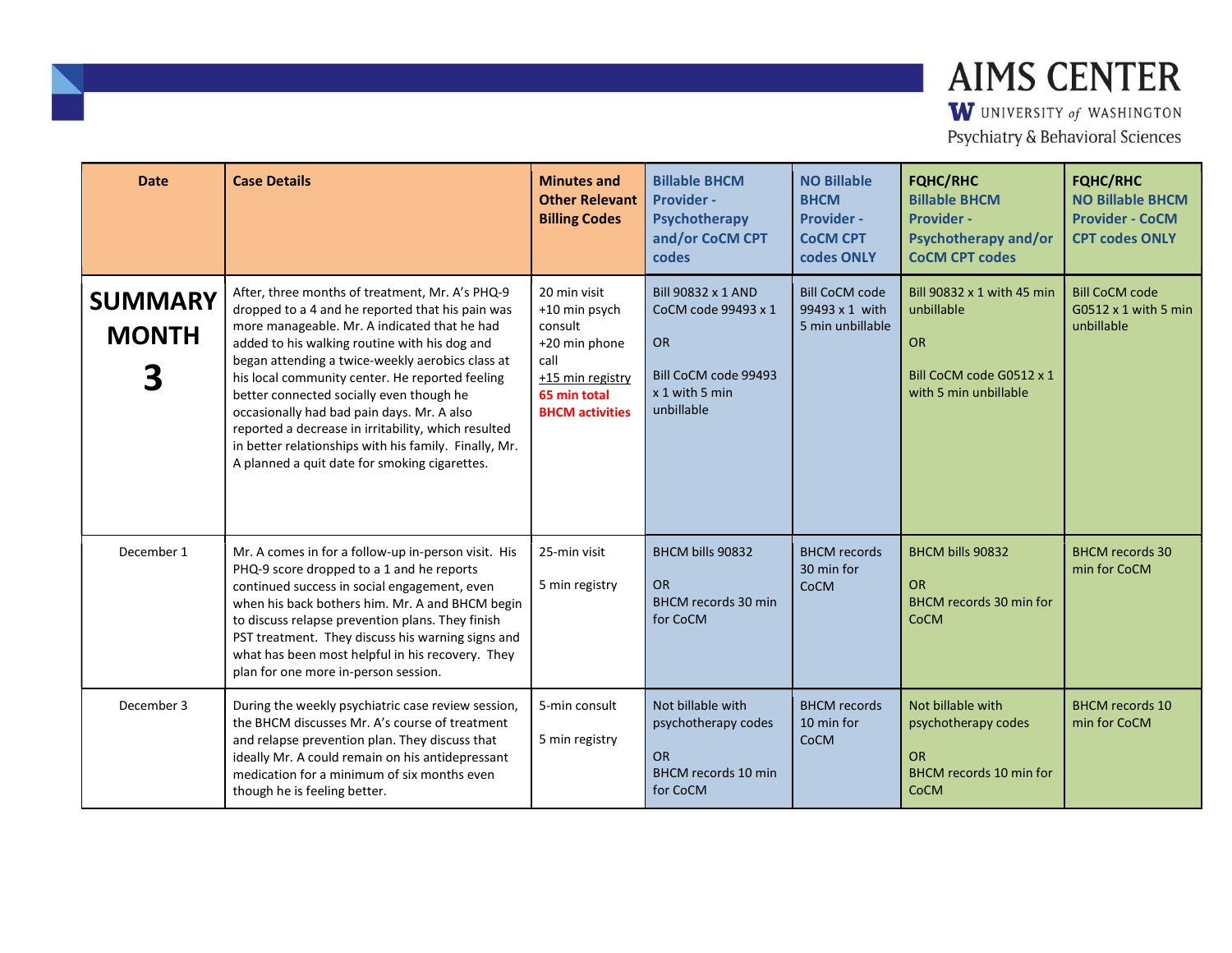| Date | Case Details | Minutes and Other Relevant Billing Codes | Billable BHCM Provider - Psychotherapy and/or CoCM CPT codes | NO Billable BHCM Provider - CoCM CPT codes ONLY | FQHC/RHC Billable BHCM Provider - Psychotherapy and/or CoCM CPT codes | FQHC/RHC NO Billable BHCM Provider - CoCM CPT codes ONLY |
|---|---|---|---|---|---|---|
| **SUMMARY MONTH 3** | After, three months of treatment, Mr. A's PHQ-9 dropped to a 4 and he reported that his pain was more manageable. Mr. A indicated that he had added to his walking routine with his dog and began attending a twice-weekly aerobics class at his local community center. He reported feeling better connected socially even though he occasionally had bad pain days. Mr. A also reported a decrease in irritability, which resulted in better relationships with his family. Finally, Mr. A planned a quit date for smoking cigarettes. | 20 min visit<br>+10 min psych consult<br>+20 min phone call<br>+15 min registry<br>65 min total BHCM activities | Bill 90832 x 1 AND CoCM code 99493 x 1<br><br>OR<br><br>Bill CoCM code 99493 x 1 with 5 min unbillable | Bill CoCM code 99493 x 1 with 5 min unbillable | Bill 90832 x 1 with 45 min unbillable<br><br>OR<br><br>Bill CoCM code G0512 x 1 with 5 min unbillable | Bill CoCM code G0512 x 1 with 5 min unbillable |
| December 1 | Mr. A comes in for a follow-up in-person visit. His PHQ-9 score dropped to a 1 and he reports continued success in social engagement, even when his back bothers him. Mr. A and BHCM begin to discuss relapse prevention plans. They finish PST treatment. They discuss his warning signs and what has been most helpful in his recovery. They plan for one more in-person session. | 25-min visit<br><br>5 min registry | BHCM bills 90832<br><br>OR<br>BHCM records 30 min for CoCM | BHCM records 30 min for CoCM | BHCM bills 90832<br><br>OR<br>BHCM records 30 min for CoCM | BHCM records 30 min for CoCM |
| December 3 | During the weekly psychiatric case review session, the BHCM discusses Mr. A's course of treatment and relapse prevention plan. They discuss that ideally Mr. A could remain on his antidepressant medication for a minimum of six months even though he is feeling better. | 5-min consult<br><br>5 min registry | Not billable with psychotherapy codes<br><br>OR<br>BHCM records 10 min for CoCM | BHCM records 10 min for CoCM | Not billable with psychotherapy codes<br><br>OR<br>BHCM records 10 min for CoCM | BHCM records 10 min for CoCM |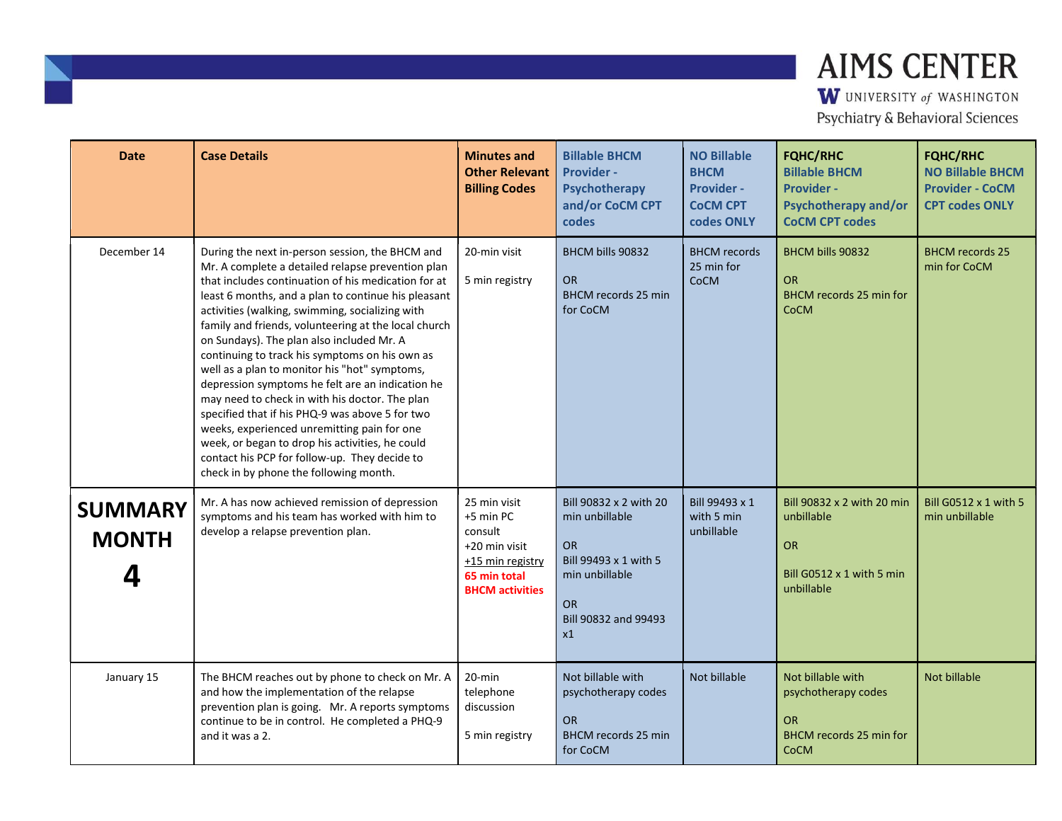| Date | Case Details | Minutes and Other Relevant Billing Codes | Billable BHCM Provider - Psychotherapy and/or CoCM CPT codes | NO Billable BHCM Provider - CoCM CPT codes ONLY | FQHC/RHC Billable BHCM Provider - Psychotherapy and/or CoCM CPT codes | FQHC/RHC NO Billable BHCM Provider - CoCM CPT codes ONLY |
|---|---|---|---|---|---|---|
| December 14 | During the next in-person session, the BHCM and Mr. A complete a detailed relapse prevention plan that includes continuation of his medication for at least 6 months, and a plan to continue his pleasant activities (walking, swimming, socializing with family and friends, volunteering at the local church on Sundays). The plan also included Mr. A continuing to track his symptoms on his own as well as a plan to monitor his "hot" symptoms, depression symptoms he felt are an indication he may need to check in with his doctor. The plan specified that if his PHQ-9 was above 5 for two weeks, experienced unremitting pain for one week, or began to drop his activities, he could contact his PCP for follow-up. They decide to check in by phone the following month. | 20-min visit<br><br>5 min registry | BHCM bills 90832<br><br>OR<br>BHCM records 25 min for CoCM | BHCM records 25 min for CoCM | BHCM bills 90832<br><br>OR<br>BHCM records 25 min for CoCM | BHCM records 25 min for CoCM |
| **SUMMARY MONTH 4** | Mr. A has now achieved remission of depression symptoms and his team has worked with him to develop a relapse prevention plan. | 25 min visit<br>+5 min PC consult<br>+20 min visit<br>+15 min registry<br>**65 min total BHCM activities** | Bill 90832 x 2 with 20 min unbillable<br><br>OR<br>Bill 99493 x 1 with 5 min unbillable<br><br>OR<br>Bill 90832 and 99493 x1 | Bill 99493 x 1 with 5 min unbillable | Bill 90832 x 2 with 20 min unbillable<br><br>OR<br><br>Bill G0512 x 1 with 5 min unbillable | Bill G0512 x 1 with 5 min unbillable |
| January 15 | The BHCM reaches out by phone to check on Mr. A and how the implementation of the relapse prevention plan is going. Mr. A reports symptoms continue to be in control. He completed a PHQ-9 and it was a 2. | 20-min telephone discussion<br><br>5 min registry | Not billable with psychotherapy codes<br><br>OR<br>BHCM records 25 min for CoCM | Not billable | Not billable with psychotherapy codes<br><br>OR<br>BHCM records 25 min for CoCM | Not billable |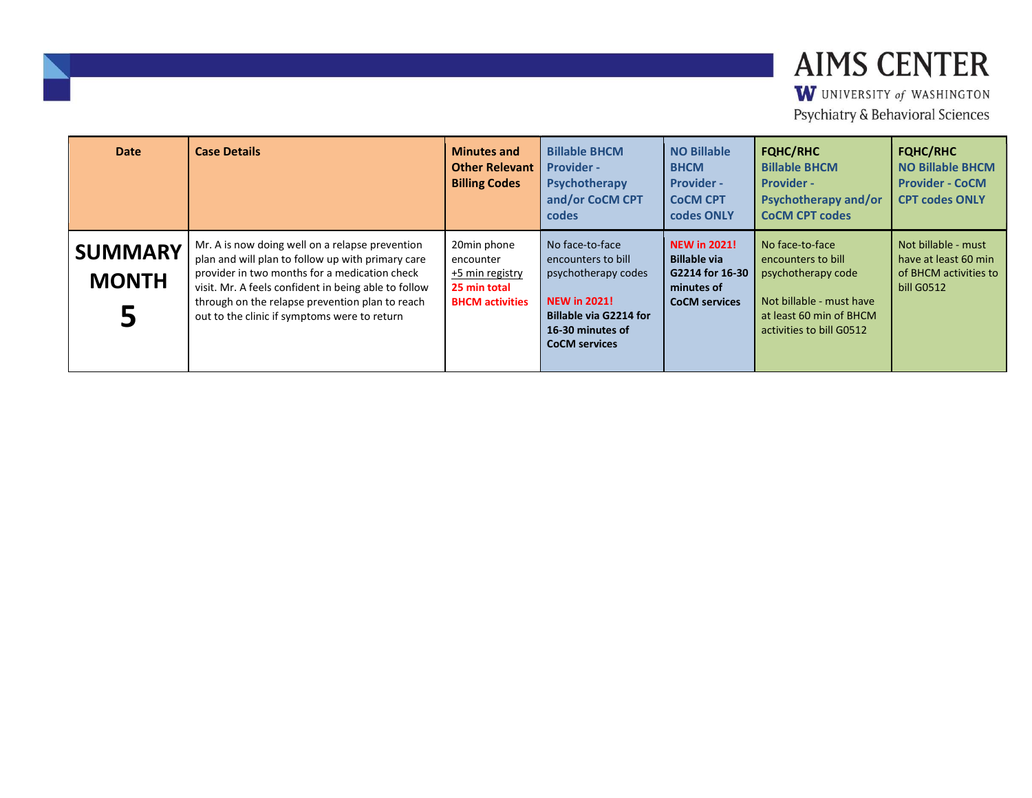| Date | Case Details | Minutes and Other Relevant Billing Codes | Billable BHCM Provider - Psychotherapy and/or CoCM CPT codes | NO Billable BHCM Provider - CoCM CPT codes ONLY | FQHC/RHC Billable BHCM Provider - Psychotherapy and/or CoCM CPT codes | FQHC/RHC NO Billable BHCM Provider - CoCM CPT codes ONLY |
|---|---|---|---|---|---|---|
| **SUMMARY MONTH 5** | Mr. A is now doing well on a relapse prevention plan and will plan to follow up with primary care provider in two months for a medication check visit. Mr. A feels confident in being able to follow through on the relapse prevention plan to reach out to the clinic if symptoms were to return | 20min phone encounter<br>+5 min registry<br>**25 min total BHCM activities** | No face-to-face encounters to bill psychotherapy codes<br><br>**NEW in 2021!**<br>**Billable via G2214 for 16-30 minutes of CoCM services** | **NEW in 2021!**<br>**Billable via G2214 for 16-30 minutes of CoCM services** | No face-to-face encounters to bill psychotherapy code<br><br>Not billable - must have at least 60 min of BHCM activities to bill G0512 | Not billable - must have at least 60 min of BHCM activities to bill G0512 |